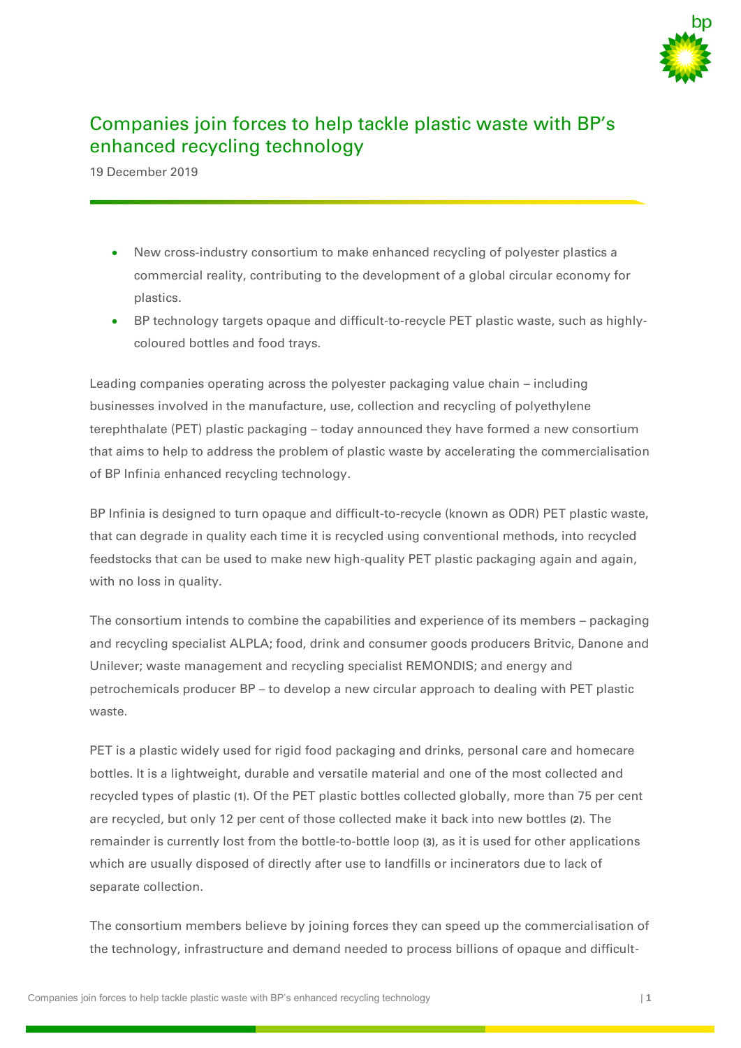# Companies join forces to help tackle plastic waste with BP's enhanced recycling technology

19 December 2019

- New cross-industry consortium to make enhanced recycling of polyester plastics a commercial reality, contributing to the development of a global circular economy for plastics.
- BP technology targets opaque and difficult-to-recycle PET plastic waste, such as highly-coloured bottles and food trays.

Leading companies operating across the polyester packaging value chain – including businesses involved in the manufacture, use, collection and recycling of polyethylene terephthalate (PET) plastic packaging – today announced they have formed a new consortium that aims to help to address the problem of plastic waste by accelerating the commercialisation of BP Infinia enhanced recycling technology.

BP Infinia is designed to turn opaque and difficult-to-recycle (known as ODR) PET plastic waste, that can degrade in quality each time it is recycled using conventional methods, into recycled feedstocks that can be used to make new high-quality PET plastic packaging again and again, with no loss in quality.

The consortium intends to combine the capabilities and experience of its members – packaging and recycling specialist ALPLA; food, drink and consumer goods producers Britvic, Danone and Unilever; waste management and recycling specialist REMONDIS; and energy and petrochemicals producer BP – to develop a new circular approach to dealing with PET plastic waste.

PET is a plastic widely used for rigid food packaging and drinks, personal care and homecare bottles. It is a lightweight, durable and versatile material and one of the most collected and recycled types of plastic (1). Of the PET plastic bottles collected globally, more than 75 per cent are recycled, but only 12 per cent of those collected make it back into new bottles (2). The remainder is currently lost from the bottle-to-bottle loop (3), as it is used for other applications which are usually disposed of directly after use to landfills or incinerators due to lack of separate collection.

The consortium members believe by joining forces they can speed up the commercialisation of the technology, infrastructure and demand needed to process billions of opaque and difficult-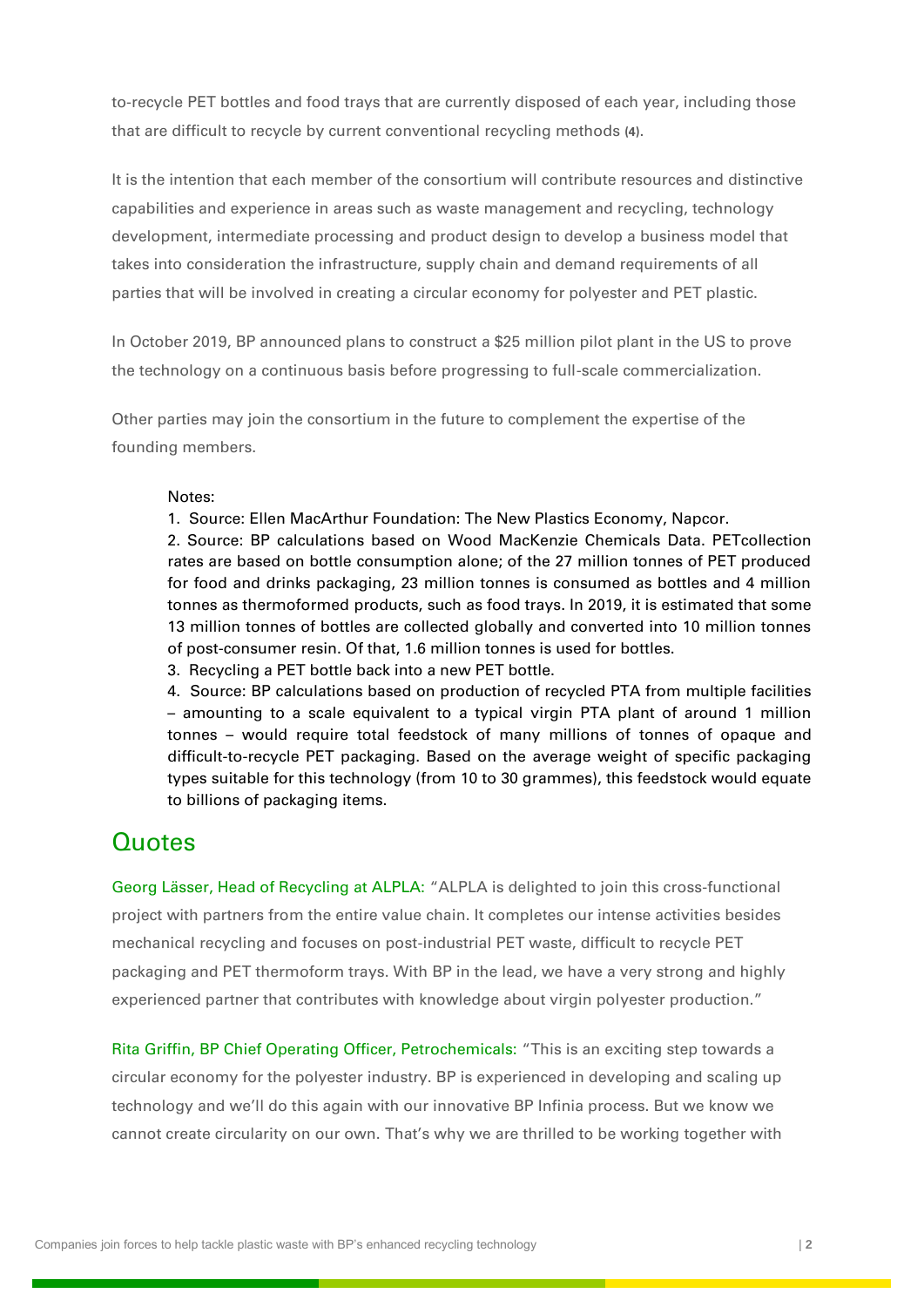to-recycle PET bottles and food trays that are currently disposed of each year, including those that are difficult to recycle by current conventional recycling methods (4).

It is the intention that each member of the consortium will contribute resources and distinctive capabilities and experience in areas such as waste management and recycling, technology development, intermediate processing and product design to develop a business model that takes into consideration the infrastructure, supply chain and demand requirements of all parties that will be involved in creating a circular economy for polyester and PET plastic.

In October 2019, BP announced plans to construct a $25 million pilot plant in the US to prove the technology on a continuous basis before progressing to full-scale commercialization.

Other parties may join the consortium in the future to complement the expertise of the founding members.

Notes:

1. Source: Ellen MacArthur Foundation: The New Plastics Economy, Napcor.
2. Source: BP calculations based on Wood MacKenzie Chemicals Data. PETcollection rates are based on bottle consumption alone; of the 27 million tonnes of PET produced for food and drinks packaging, 23 million tonnes is consumed as bottles and 4 million tonnes as thermoformed products, such as food trays. In 2019, it is estimated that some 13 million tonnes of bottles are collected globally and converted into 10 million tonnes of post-consumer resin. Of that, 1.6 million tonnes is used for bottles.
3. Recycling a PET bottle back into a new PET bottle.
4. Source: BP calculations based on production of recycled PTA from multiple facilities – amounting to a scale equivalent to a typical virgin PTA plant of around 1 million tonnes – would require total feedstock of many millions of tonnes of opaque and difficult-to-recycle PET packaging. Based on the average weight of specific packaging types suitable for this technology (from 10 to 30 grammes), this feedstock would equate to billions of packaging items.

## Quotes

Georg Lässer, Head of Recycling at ALPLA: "ALPLA is delighted to join this cross-functional project with partners from the entire value chain. It completes our intense activities besides mechanical recycling and focuses on post-industrial PET waste, difficult to recycle PET packaging and PET thermoform trays. With BP in the lead, we have a very strong and highly experienced partner that contributes with knowledge about virgin polyester production."

Rita Griffin, BP Chief Operating Officer, Petrochemicals: "This is an exciting step towards a circular economy for the polyester industry. BP is experienced in developing and scaling up technology and we'll do this again with our innovative BP Infinia process. But we know we cannot create circularity on our own. That's why we are thrilled to be working together with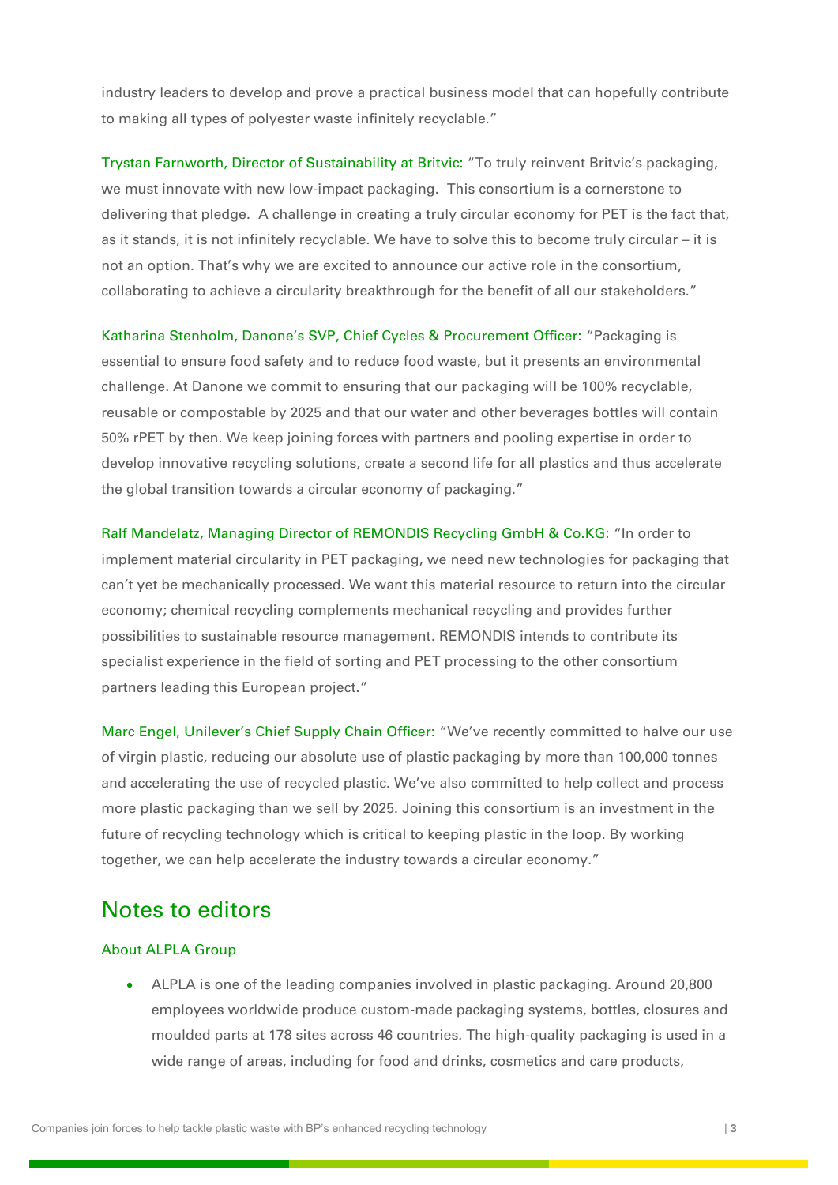industry leaders to develop and prove a practical business model that can hopefully contribute to making all types of polyester waste infinitely recyclable."

Trystan Farnworth, Director of Sustainability at Britvic: "To truly reinvent Britvic's packaging, we must innovate with new low-impact packaging. This consortium is a cornerstone to delivering that pledge. A challenge in creating a truly circular economy for PET is the fact that, as it stands, it is not infinitely recyclable. We have to solve this to become truly circular – it is not an option. That's why we are excited to announce our active role in the consortium, collaborating to achieve a circularity breakthrough for the benefit of all our stakeholders."

Katharina Stenholm, Danone's SVP, Chief Cycles & Procurement Officer: "Packaging is essential to ensure food safety and to reduce food waste, but it presents an environmental challenge. At Danone we commit to ensuring that our packaging will be 100% recyclable, reusable or compostable by 2025 and that our water and other beverages bottles will contain 50% rPET by then. We keep joining forces with partners and pooling expertise in order to develop innovative recycling solutions, create a second life for all plastics and thus accelerate the global transition towards a circular economy of packaging."

Ralf Mandelatz, Managing Director of REMONDIS Recycling GmbH & Co.KG: "In order to implement material circularity in PET packaging, we need new technologies for packaging that can't yet be mechanically processed. We want this material resource to return into the circular economy; chemical recycling complements mechanical recycling and provides further possibilities to sustainable resource management. REMONDIS intends to contribute its specialist experience in the field of sorting and PET processing to the other consortium partners leading this European project."

Marc Engel, Unilever's Chief Supply Chain Officer: "We've recently committed to halve our use of virgin plastic, reducing our absolute use of plastic packaging by more than 100,000 tonnes and accelerating the use of recycled plastic. We've also committed to help collect and process more plastic packaging than we sell by 2025. Joining this consortium is an investment in the future of recycling technology which is critical to keeping plastic in the loop. By working together, we can help accelerate the industry towards a circular economy."

## Notes to editors

### About ALPLA Group

- ALPLA is one of the leading companies involved in plastic packaging. Around 20,800 employees worldwide produce custom-made packaging systems, bottles, closures and moulded parts at 178 sites across 46 countries. The high-quality packaging is used in a wide range of areas, including for food and drinks, cosmetics and care products,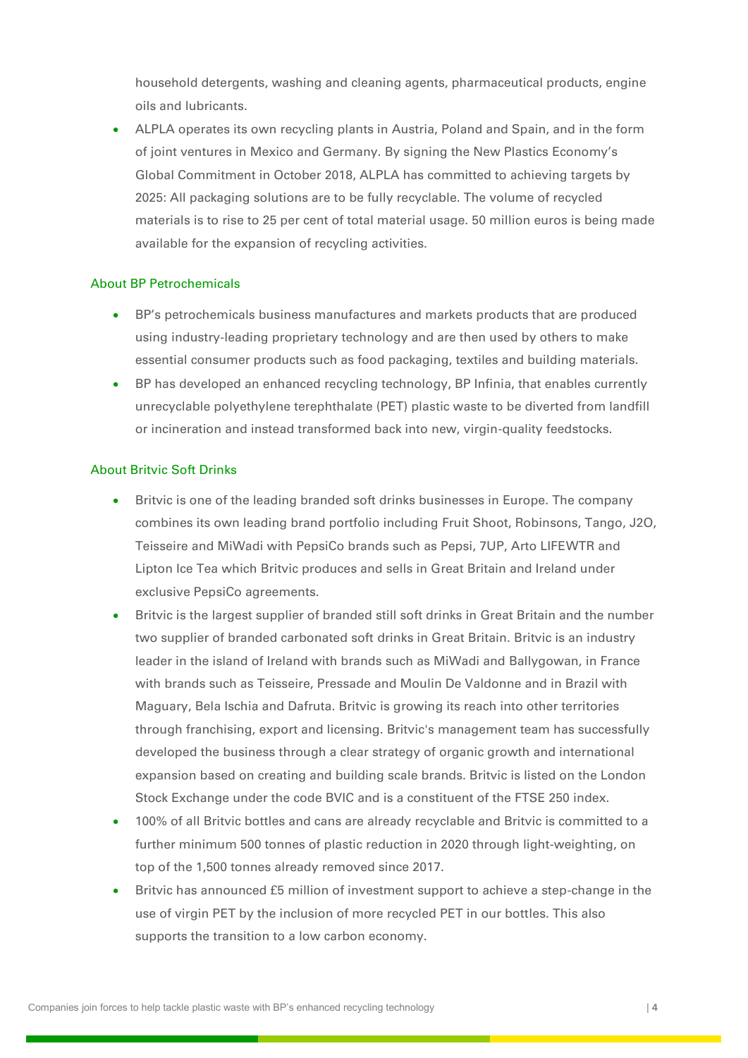household detergents, washing and cleaning agents, pharmaceutical products, engine oils and lubricants.

- ALPLA operates its own recycling plants in Austria, Poland and Spain, and in the form of joint ventures in Mexico and Germany. By signing the New Plastics Economy's Global Commitment in October 2018, ALPLA has committed to achieving targets by 2025: All packaging solutions are to be fully recyclable. The volume of recycled materials is to rise to 25 per cent of total material usage. 50 million euros is being made available for the expansion of recycling activities.

## About BP Petrochemicals

- BP's petrochemicals business manufactures and markets products that are produced using industry-leading proprietary technology and are then used by others to make essential consumer products such as food packaging, textiles and building materials.
- BP has developed an enhanced recycling technology, BP Infinia, that enables currently unrecyclable polyethylene terephthalate (PET) plastic waste to be diverted from landfill or incineration and instead transformed back into new, virgin-quality feedstocks.

## About Britvic Soft Drinks

- Britvic is one of the leading branded soft drinks businesses in Europe. The company combines its own leading brand portfolio including Fruit Shoot, Robinsons, Tango, J2O, Teisseire and MiWadi with PepsiCo brands such as Pepsi, 7UP, Arto LIFEWTR and Lipton Ice Tea which Britvic produces and sells in Great Britain and Ireland under exclusive PepsiCo agreements.
- Britvic is the largest supplier of branded still soft drinks in Great Britain and the number two supplier of branded carbonated soft drinks in Great Britain. Britvic is an industry leader in the island of Ireland with brands such as MiWadi and Ballygowan, in France with brands such as Teisseire, Pressade and Moulin De Valdonne and in Brazil with Maguary, Bela Ischia and Dafruta. Britvic is growing its reach into other territories through franchising, export and licensing. Britvic's management team has successfully developed the business through a clear strategy of organic growth and international expansion based on creating and building scale brands. Britvic is listed on the London Stock Exchange under the code BVIC and is a constituent of the FTSE 250 index.
- 100% of all Britvic bottles and cans are already recyclable and Britvic is committed to a further minimum 500 tonnes of plastic reduction in 2020 through light-weighting, on top of the 1,500 tonnes already removed since 2017.
- Britvic has announced £5 million of investment support to achieve a step-change in the use of virgin PET by the inclusion of more recycled PET in our bottles. This also supports the transition to a low carbon economy.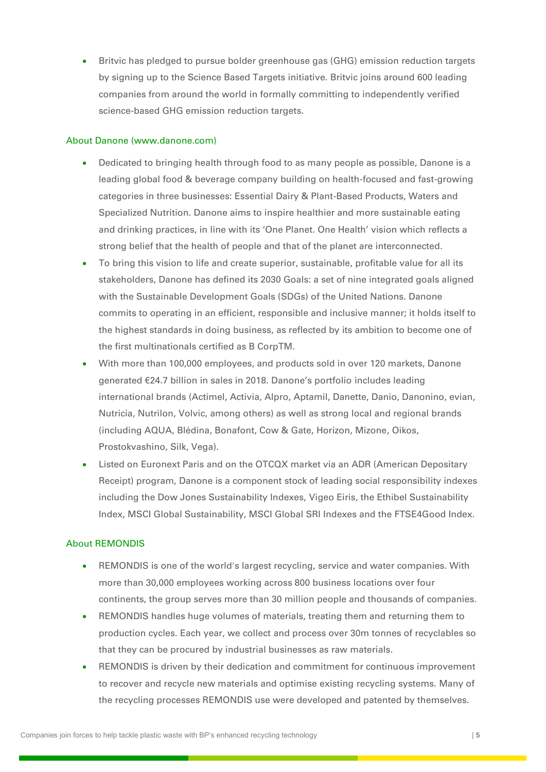- Britvic has pledged to pursue bolder greenhouse gas (GHG) emission reduction targets by signing up to the Science Based Targets initiative. Britvic joins around 600 leading companies from around the world in formally committing to independently verified science-based GHG emission reduction targets.

### About Danone (www.danone.com)

- Dedicated to bringing health through food to as many people as possible, Danone is a leading global food & beverage company building on health-focused and fast-growing categories in three businesses: Essential Dairy & Plant-Based Products, Waters and Specialized Nutrition. Danone aims to inspire healthier and more sustainable eating and drinking practices, in line with its 'One Planet. One Health' vision which reflects a strong belief that the health of people and that of the planet are interconnected.
- To bring this vision to life and create superior, sustainable, profitable value for all its stakeholders, Danone has defined its 2030 Goals: a set of nine integrated goals aligned with the Sustainable Development Goals (SDGs) of the United Nations. Danone commits to operating in an efficient, responsible and inclusive manner; it holds itself to the highest standards in doing business, as reflected by its ambition to become one of the first multinationals certified as B CorpTM.
- With more than 100,000 employees, and products sold in over 120 markets, Danone generated €24.7 billion in sales in 2018. Danone's portfolio includes leading international brands (Actimel, Activia, Alpro, Aptamil, Danette, Danio, Danonino, evian, Nutricia, Nutrilon, Volvic, among others) as well as strong local and regional brands (including AQUA, Blédina, Bonafont, Cow & Gate, Horizon, Mizone, Oikos, Prostokvashino, Silk, Vega).
- Listed on Euronext Paris and on the OTCQX market via an ADR (American Depositary Receipt) program, Danone is a component stock of leading social responsibility indexes including the Dow Jones Sustainability Indexes, Vigeo Eiris, the Ethibel Sustainability Index, MSCI Global Sustainability, MSCI Global SRI Indexes and the FTSE4Good Index.

### About REMONDIS

- REMONDIS is one of the world's largest recycling, service and water companies. With more than 30,000 employees working across 800 business locations over four continents, the group serves more than 30 million people and thousands of companies.
- REMONDIS handles huge volumes of materials, treating them and returning them to production cycles. Each year, we collect and process over 30m tonnes of recyclables so that they can be procured by industrial businesses as raw materials.
- REMONDIS is driven by their dedication and commitment for continuous improvement to recover and recycle new materials and optimise existing recycling systems. Many of the recycling processes REMONDIS use were developed and patented by themselves.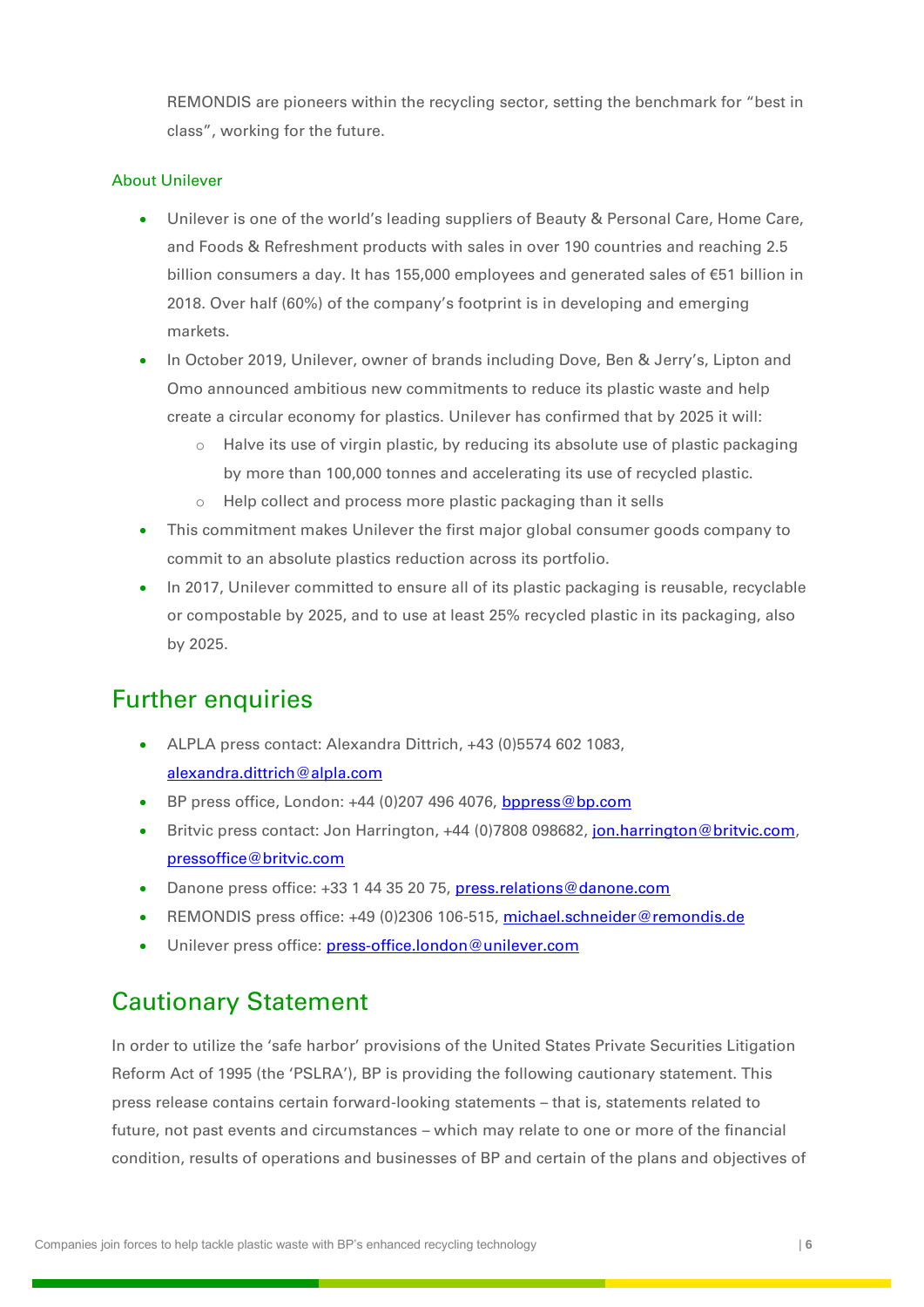REMONDIS are pioneers within the recycling sector, setting the benchmark for "best in class", working for the future.

### About Unilever

- Unilever is one of the world's leading suppliers of Beauty & Personal Care, Home Care, and Foods & Refreshment products with sales in over 190 countries and reaching 2.5 billion consumers a day. It has 155,000 employees and generated sales of €51 billion in 2018. Over half (60%) of the company's footprint is in developing and emerging markets.
- In October 2019, Unilever, owner of brands including Dove, Ben & Jerry's, Lipton and Omo announced ambitious new commitments to reduce its plastic waste and help create a circular economy for plastics. Unilever has confirmed that by 2025 it will:
  - Halve its use of virgin plastic, by reducing its absolute use of plastic packaging by more than 100,000 tonnes and accelerating its use of recycled plastic.
  - Help collect and process more plastic packaging than it sells
- This commitment makes Unilever the first major global consumer goods company to commit to an absolute plastics reduction across its portfolio.
- In 2017, Unilever committed to ensure all of its plastic packaging is reusable, recyclable or compostable by 2025, and to use at least 25% recycled plastic in its packaging, also by 2025.

## Further enquiries

- ALPLA press contact: Alexandra Dittrich, +43 (0)5574 602 1083, alexandra.dittrich@alpla.com
- BP press office, London: +44 (0)207 496 4076, bppress@bp.com
- Britvic press contact: Jon Harrington, +44 (0)7808 098682, jon.harrington@britvic.com, pressoffice@britvic.com
- Danone press office: +33 1 44 35 20 75, press.relations@danone.com
- REMONDIS press office: +49 (0)2306 106-515, michael.schneider@remondis.de
- Unilever press office: press-office.london@unilever.com

## Cautionary Statement

In order to utilize the 'safe harbor' provisions of the United States Private Securities Litigation Reform Act of 1995 (the 'PSLRA'), BP is providing the following cautionary statement. This press release contains certain forward-looking statements – that is, statements related to future, not past events and circumstances – which may relate to one or more of the financial condition, results of operations and businesses of BP and certain of the plans and objectives of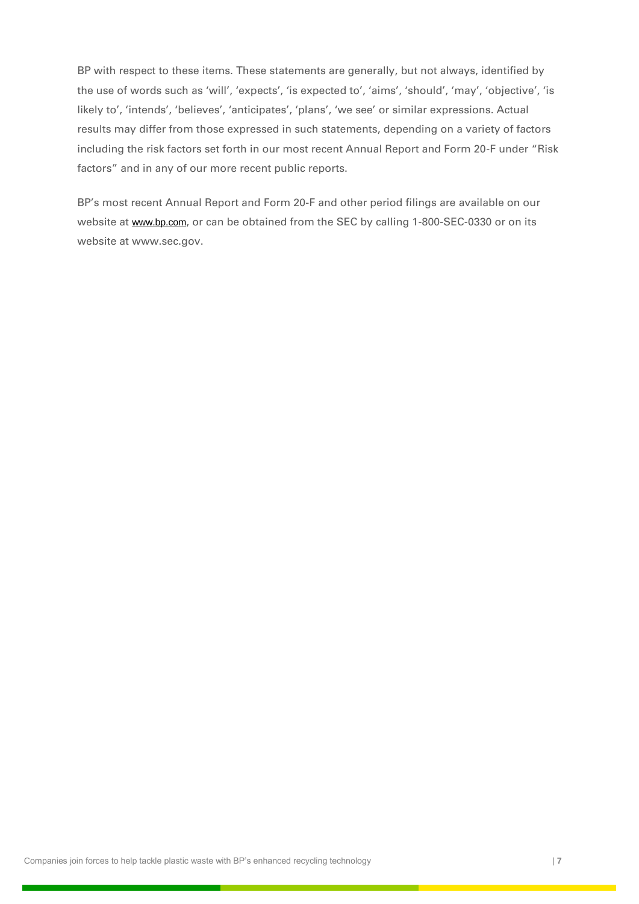BP with respect to these items. These statements are generally, but not always, identified by the use of words such as 'will', 'expects', 'is expected to', 'aims', 'should', 'may', 'objective', 'is likely to', 'intends', 'believes', 'anticipates', 'plans', 'we see' or similar expressions. Actual results may differ from those expressed in such statements, depending on a variety of factors including the risk factors set forth in our most recent Annual Report and Form 20-F under "Risk factors" and in any of our more recent public reports.

BP's most recent Annual Report and Form 20-F and other period filings are available on our website at www.bp.com, or can be obtained from the SEC by calling 1-800-SEC-0330 or on its website at www.sec.gov.